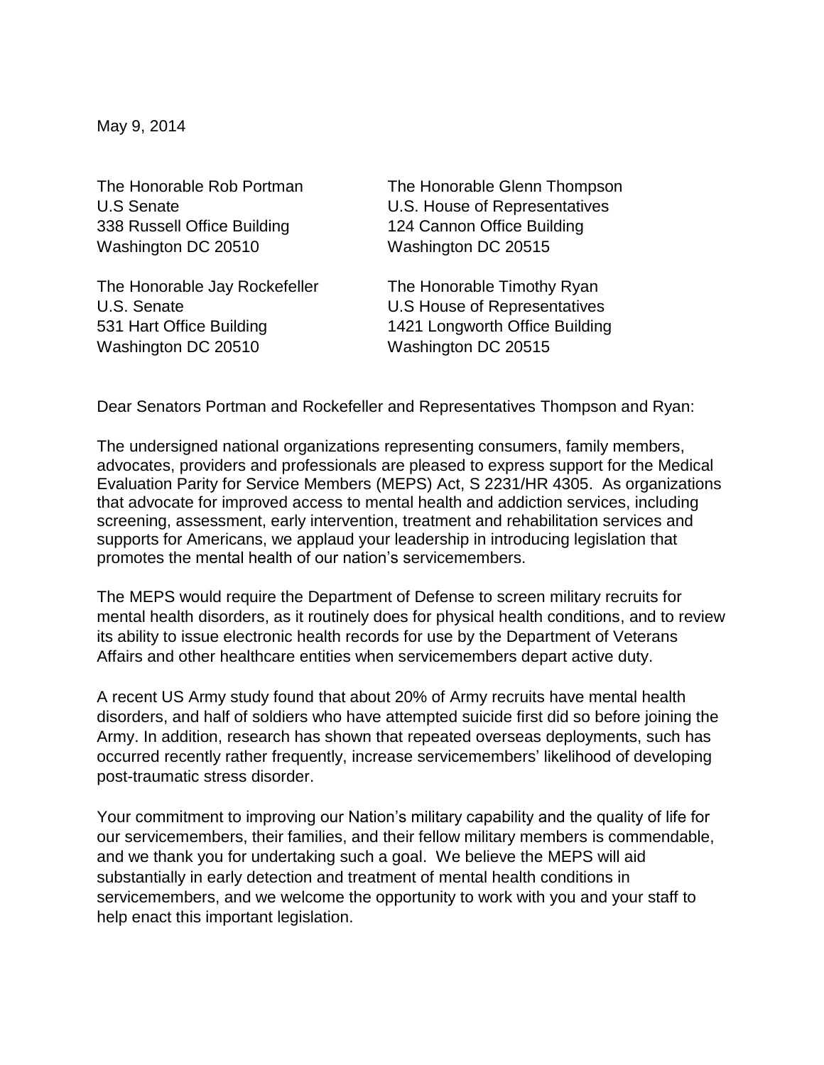May 9, 2014

The Honorable Rob Portman
U.S Senate
338 Russell Office Building
Washington DC 20510

The Honorable Glenn Thompson
U.S. House of Representatives
124 Cannon Office Building
Washington DC 20515

The Honorable Jay Rockefeller
U.S. Senate
531 Hart Office Building
Washington DC 20510

The Honorable Timothy Ryan
U.S House of Representatives
1421 Longworth Office Building
Washington DC 20515

Dear Senators Portman and Rockefeller and Representatives Thompson and Ryan:

The undersigned national organizations representing consumers, family members, advocates, providers and professionals are pleased to express support for the Medical Evaluation Parity for Service Members (MEPS) Act, S 2231/HR 4305. As organizations that advocate for improved access to mental health and addiction services, including screening, assessment, early intervention, treatment and rehabilitation services and supports for Americans, we applaud your leadership in introducing legislation that promotes the mental health of our nation's servicemembers.

The MEPS would require the Department of Defense to screen military recruits for mental health disorders, as it routinely does for physical health conditions, and to review its ability to issue electronic health records for use by the Department of Veterans Affairs and other healthcare entities when servicemembers depart active duty.

A recent US Army study found that about 20% of Army recruits have mental health disorders, and half of soldiers who have attempted suicide first did so before joining the Army. In addition, research has shown that repeated overseas deployments, such has occurred recently rather frequently, increase servicemembers' likelihood of developing post-traumatic stress disorder.

Your commitment to improving our Nation's military capability and the quality of life for our servicemembers, their families, and their fellow military members is commendable, and we thank you for undertaking such a goal. We believe the MEPS will aid substantially in early detection and treatment of mental health conditions in servicemembers, and we welcome the opportunity to work with you and your staff to help enact this important legislation.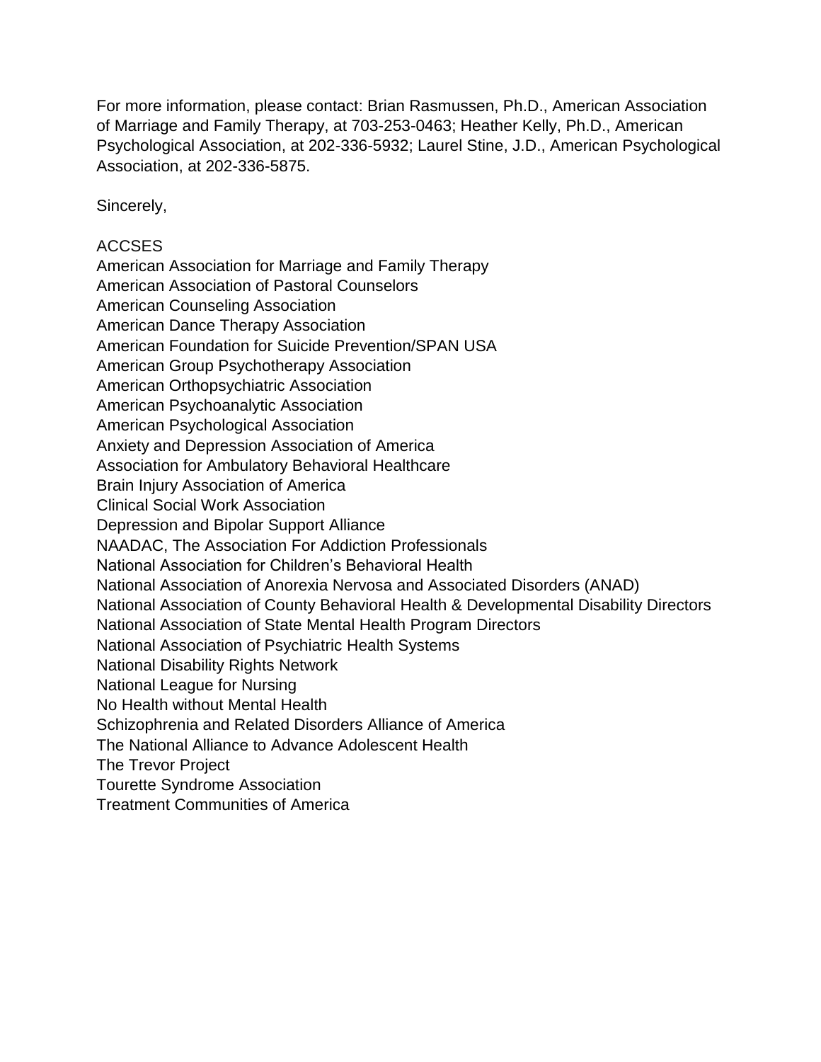For more information, please contact: Brian Rasmussen, Ph.D., American Association of Marriage and Family Therapy, at 703-253-0463; Heather Kelly, Ph.D., American Psychological Association, at 202-336-5932; Laurel Stine, J.D., American Psychological Association, at 202-336-5875.

Sincerely,

ACCSES  
American Association for Marriage and Family Therapy  
American Association of Pastoral Counselors  
American Counseling Association  
American Dance Therapy Association  
American Foundation for Suicide Prevention/SPAN USA  
American Group Psychotherapy Association  
American Orthopsychiatric Association  
American Psychoanalytic Association  
American Psychological Association  
Anxiety and Depression Association of America  
Association for Ambulatory Behavioral Healthcare  
Brain Injury Association of America  
Clinical Social Work Association  
Depression and Bipolar Support Alliance  
NAADAC, The Association For Addiction Professionals  
National Association for Children's Behavioral Health  
National Association of Anorexia Nervosa and Associated Disorders (ANAD)  
National Association of County Behavioral Health & Developmental Disability Directors  
National Association of State Mental Health Program Directors  
National Association of Psychiatric Health Systems  
National Disability Rights Network  
National League for Nursing  
No Health without Mental Health  
Schizophrenia and Related Disorders Alliance of America  
The National Alliance to Advance Adolescent Health  
The Trevor Project  
Tourette Syndrome Association  
Treatment Communities of America